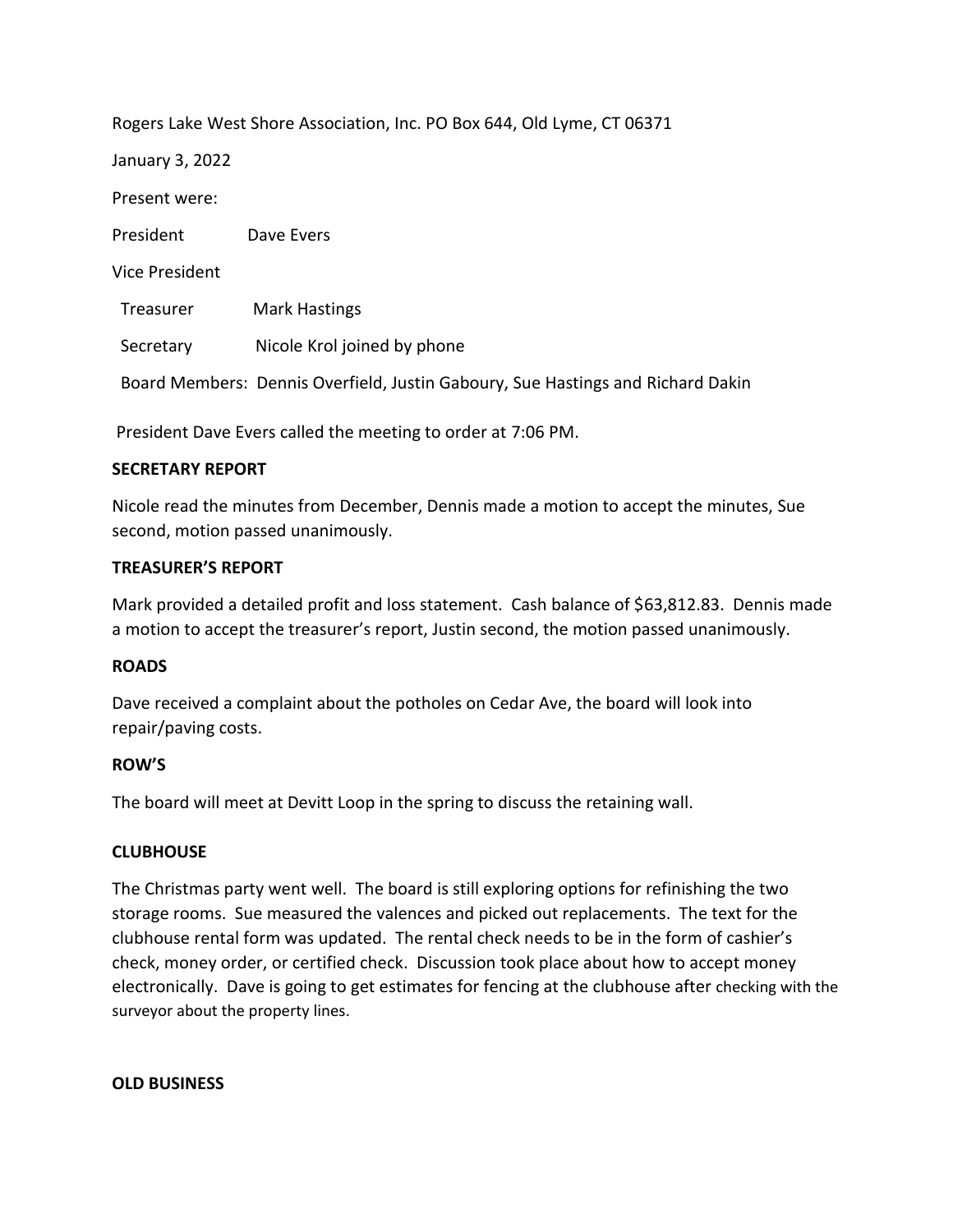Rogers Lake West Shore Association, Inc. PO Box 644, Old Lyme, CT 06371

January 3, 2022

Present were:

President Dave Evers

Vice President

Treasurer Mark Hastings

Secretary Nicole Krol joined by phone

Board Members: Dennis Overfield, Justin Gaboury, Sue Hastings and Richard Dakin

President Dave Evers called the meeting to order at 7:06 PM.

**SECRETARY REPORT**

Nicole read the minutes from December, Dennis made a motion to accept the minutes, Sue second, motion passed unanimously.

**TREASURER'S REPORT**

Mark provided a detailed profit and loss statement. Cash balance of $63,812.83. Dennis made a motion to accept the treasurer's report, Justin second, the motion passed unanimously.

**ROADS**

Dave received a complaint about the potholes on Cedar Ave, the board will look into repair/paving costs.

**ROW'S**

The board will meet at Devitt Loop in the spring to discuss the retaining wall.

**CLUBHOUSE**

The Christmas party went well. The board is still exploring options for refinishing the two storage rooms. Sue measured the valences and picked out replacements. The text for the clubhouse rental form was updated. The rental check needs to be in the form of cashier's check, money order, or certified check. Discussion took place about how to accept money electronically. Dave is going to get estimates for fencing at the clubhouse after checking with the surveyor about the property lines.

**OLD BUSINESS**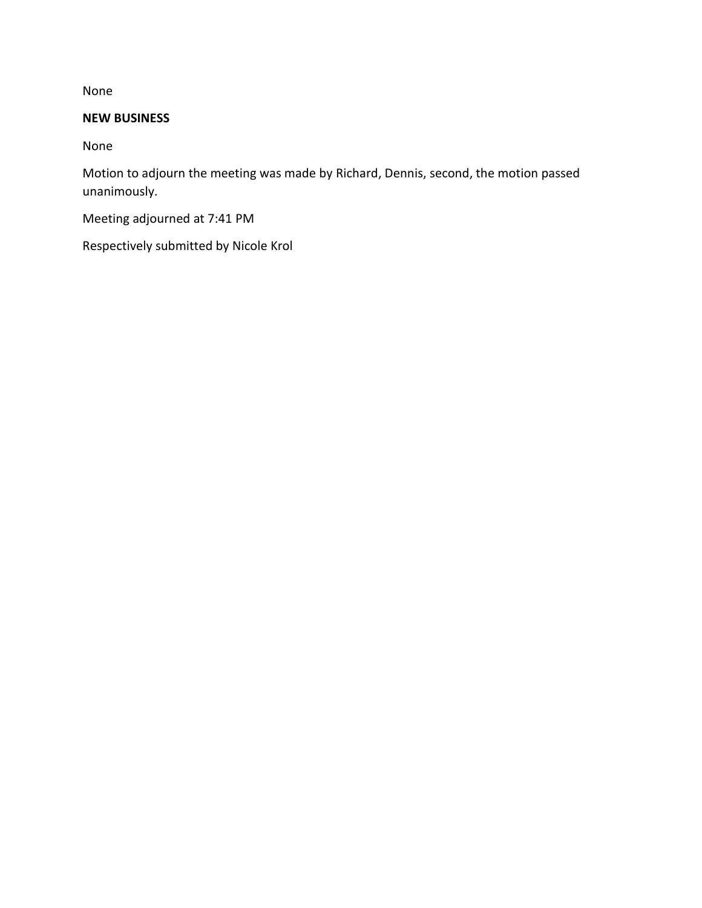None

**NEW BUSINESS**

None

Motion to adjourn the meeting was made by Richard, Dennis, second, the motion passed unanimously.

Meeting adjourned at 7:41 PM

Respectively submitted by Nicole Krol